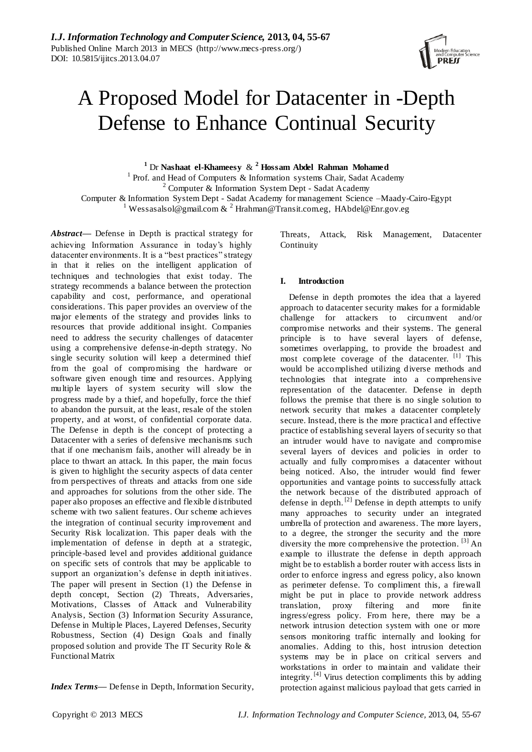# A Proposed Model for Datacenter in -Depth Defense to Enhance Continual Security

[1] Dr **Nashaat el-Khameesy** & [2] **Hossam Abdel Rahman Mohamed**

[1] Prof. and Head of Computers & Information systems Chair, Sadat Academy
[2] Computer & Information System Dept - Sadat Academy
Computer & Information System Dept - Sadat Academy for management Science –Maady-Cairo-Egypt
[1] Wessasalsol@gmail.com & [2] Hrahman@Transit.com.eg, HAbdel@Enr.gov.eg

***Abstract*—** Defense in Depth is practical strategy for achieving Information Assurance in today's highly datacenter environments. It is a "best practices" strategy in that it relies on the intelligent application of techniques and technologies that exist today. The strategy recommends a balance between the protection capability and cost, performance, and operational considerations. This paper provides an overview of the major elements of the strategy and provides links to resources that provide additional insight. Companies need to address the security challenges of datacenter using a comprehensive defense-in-depth strategy. No single security solution will keep a determined thief from the goal of compromising the hardware or software given enough time and resources. Applying multiple layers of system security will slow the progress made by a thief, and hopefully, force the thief to abandon the pursuit, at the least, resale of the stolen property, and at worst, of confidential corporate data. The Defense in depth is the concept of protecting a Datacenter with a series of defensive mechanisms such that if one mechanism fails, another will already be in place to thwart an attack. In this paper, the main focus is given to highlight the security aspects of data center from perspectives of threats and attacks from one side and approaches for solutions from the other side. The paper also proposes an effective and flexible distributed scheme with two salient features. Our scheme achieves the integration of continual security improvement and Security Risk localization. This paper deals with the implementation of defense in depth at a strategic, principle-based level and provides additional guidance on specific sets of controls that may be applicable to support an organization's defense in depth initiatives. The paper will present in Section (1) the Defense in depth concept, Section (2) Threats, Adversaries, Motivations, Classes of Attack and Vulnerability Analysis, Section (3) Information Security Assurance, Defense in Multiple Places, Layered Defenses, Security Robustness, Section (4) Design Goals and finally proposed solution and provide The IT Security Role & Functional Matrix

***Index Terms*—** Defense in Depth, Information Security, Threats, Attack, Risk Management, Datacenter Continuity

## I. Introduction

Defense in depth promotes the idea that a layered approach to datacenter security makes for a formidable challenge for attackers to circumvent and/or compromise networks and their systems. The general principle is to have several layers of defense, sometimes overlapping, to provide the broadest and most complete coverage of the datacenter. [1] This would be accomplished utilizing diverse methods and technologies that integrate into a comprehensive representation of the datacenter. Defense in depth follows the premise that there is no single solution to network security that makes a datacenter completely secure. Instead, there is the more practical and effective practice of establishing several layers of security so that an intruder would have to navigate and compromise several layers of devices and policies in order to actually and fully compromises a datacenter without being noticed. Also, the intruder would find fewer opportunities and vantage points to successfully attack the network because of the distributed approach of defense in depth. [2] Defense in depth attempts to unify many approaches to security under an integrated umbrella of protection and awareness. The more layers, to a degree, the stronger the security and the more diversity the more comprehensive the protection. [3] An example to illustrate the defense in depth approach might be to establish a border router with access lists in order to enforce ingress and egress policy, also known as perimeter defense. To compliment this, a firewall might be put in place to provide network address translation, proxy filtering and more finite ingress/egress policy. From here, there may be a network intrusion detection system with one or more sensors monitoring traffic internally and looking for anomalies. Adding to this, host intrusion detection systems may be in place on critical servers and workstations in order to maintain and validate their integrity. [4] Virus detection compliments this by adding protection against malicious payload that gets carried in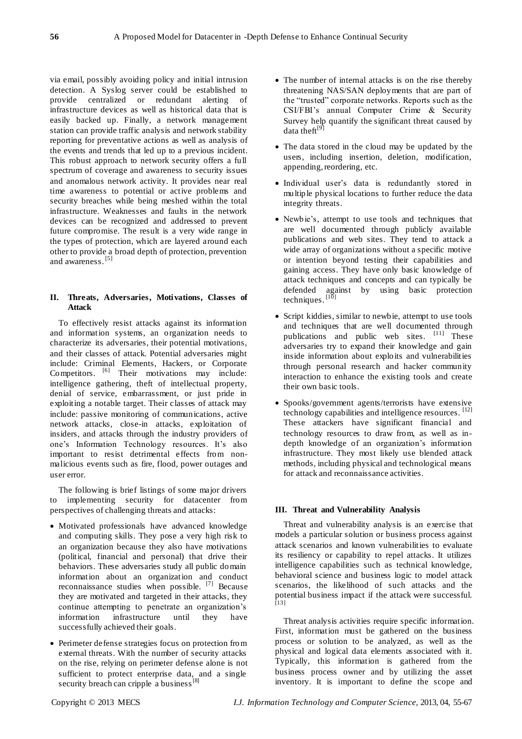via email, possibly avoiding policy and initial intrusion detection. A Syslog server could be established to provide centralized or redundant alerting of infrastructure devices as well as historical data that is easily backed up. Finally, a network management station can provide traffic analysis and network stability reporting for preventative actions as well as analysis of the events and trends that led up to a previous incident. This robust approach to network security offers a full spectrum of coverage and awareness to security issues and anomalous network activity. It provides near real time awareness to potential or active problems and security breaches while being meshed within the total infrastructure. Weaknesses and faults in the network devices can be recognized and addressed to prevent future compromise. The result is a very wide range in the types of protection, which are layered around each other to provide a broad depth of protection, prevention and awareness. [5]

## II. Threats, Adversaries, Motivations, Classes of Attack

To effectively resist attacks against its information and information systems, an organization needs to characterize its adversaries, their potential motivations, and their classes of attack. Potential adversaries might include: Criminal Elements, Hackers, or Corporate Competitors. [6] Their motivations may include: intelligence gathering, theft of intellectual property, denial of service, embarrassment, or just pride in exploiting a notable target. Their classes of attack may include: passive monitoring of communications, active network attacks, close-in attacks, exploitation of insiders, and attacks through the industry providers of one's Information Technology resources. It's also important to resist detrimental effects from non-malicious events such as fire, flood, power outages and user error.

The following is brief listings of some major drivers to implementing security for datacenter from perspectives of challenging threats and attacks:

- Motivated professionals have advanced knowledge and computing skills. They pose a very high risk to an organization because they also have motivations (political, financial and personal) that drive their behaviors. These adversaries study all public domain information about an organization and conduct reconnaissance studies when possible. [7] Because they are motivated and targeted in their attacks, they continue attempting to penetrate an organization's information infrastructure until they have successfully achieved their goals.
- Perimeter defense strategies focus on protection from external threats. With the number of security attacks on the rise, relying on perimeter defense alone is not sufficient to protect enterprise data, and a single security breach can cripple a business[8]
- The number of internal attacks is on the rise thereby threatening NAS/SAN deployments that are part of the "trusted" corporate networks. Reports such as the CSI/FBI's annual Computer Crime & Security Survey help quantify the significant threat caused by data theft[9]
- The data stored in the cloud may be updated by the users, including insertion, deletion, modification, appending, reordering, etc.
- Individual user's data is redundantly stored in multiple physical locations to further reduce the data integrity threats.
- Newbie's, attempt to use tools and techniques that are well documented through publicly available publications and web sites. They tend to attack a wide array of organizations without a specific motive or intention beyond testing their capabilities and gaining access. They have only basic knowledge of attack techniques and concepts and can typically be defended against by using basic protection techniques. [10]
- Script kiddies, similar to newbie, attempt to use tools and techniques that are well documented through publications and public web sites. [11] These adversaries try to expand their knowledge and gain inside information about exploits and vulnerabilities through personal research and hacker community interaction to enhance the existing tools and create their own basic tools.
- Spooks/government agents/terrorists have extensive technology capabilities and intelligence resources. [12] These attackers have significant financial and technology resources to draw from, as well as in-depth knowledge of an organization's information infrastructure. They most likely use blended attack methods, including physical and technological means for attack and reconnaissance activities.

## III. Threat and Vulnerability Analysis

Threat and vulnerability analysis is an exercise that models a particular solution or business process against attack scenarios and known vulnerabilities to evaluate its resiliency or capability to repel attacks. It utilizes intelligence capabilities such as technical knowledge, behavioral science and business logic to model attack scenarios, the likelihood of such attacks and the potential business impact if the attack were successful. [13]

Threat analysis activities require specific information. First, information must be gathered on the business process or solution to be analyzed, as well as the physical and logical data elements associated with it. Typically, this information is gathered from the business process owner and by utilizing the asset inventory. It is important to define the scope and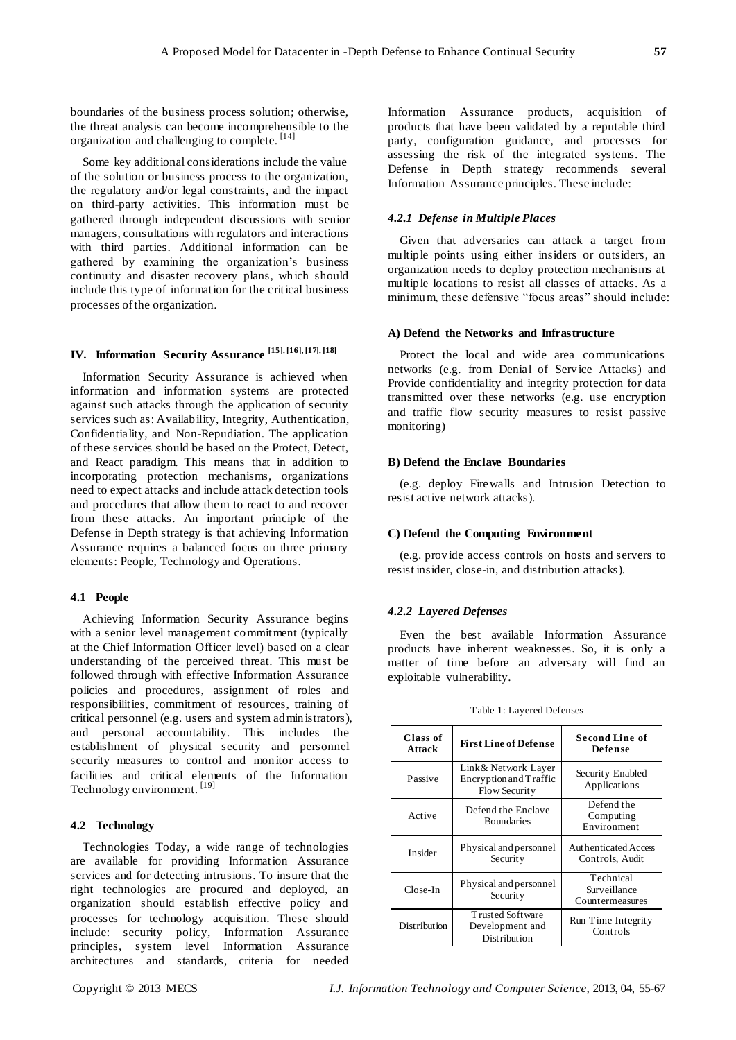boundaries of the business process solution; otherwise, the threat analysis can become incomprehensible to the organization and challenging to complete. [14]

Some key additional considerations include the value of the solution or business process to the organization, the regulatory and/or legal constraints, and the impact on third-party activities. This information must be gathered through independent discussions with senior managers, consultations with regulators and interactions with third parties. Additional information can be gathered by examining the organization's business continuity and disaster recovery plans, which should include this type of information for the critical business processes of the organization.

## IV. Information Security Assurance [15], [16], [17], [18]

Information Security Assurance is achieved when information and information systems are protected against such attacks through the application of security services such as: Availability, Integrity, Authentication, Confidentiality, and Non-Repudiation. The application of these services should be based on the Protect, Detect, and React paradigm. This means that in addition to incorporating protection mechanisms, organizations need to expect attacks and include attack detection tools and procedures that allow them to react to and recover from these attacks. An important principle of the Defense in Depth strategy is that achieving Information Assurance requires a balanced focus on three primary elements: People, Technology and Operations.

### 4.1 People

Achieving Information Security Assurance begins with a senior level management commitment (typically at the Chief Information Officer level) based on a clear understanding of the perceived threat. This must be followed through with effective Information Assurance policies and procedures, assignment of roles and responsibilities, commitment of resources, training of critical personnel (e.g. users and system administrators), and personal accountability. This includes the establishment of physical security and personnel security measures to control and monitor access to facilities and critical elements of the Information Technology environment. [19]

### 4.2 Technology

Technologies Today, a wide range of technologies are available for providing Information Assurance services and for detecting intrusions. To insure that the right technologies are procured and deployed, an organization should establish effective policy and processes for technology acquisition. These should include: security policy, Information Assurance principles, system level Information Assurance architectures and standards, criteria for needed Information Assurance products, acquisition of products that have been validated by a reputable third party, configuration guidance, and processes for assessing the risk of the integrated systems. The Defense in Depth strategy recommends several Information Assurance principles. These include:

#### *4.2.1 Defense in Multiple Places*

Given that adversaries can attack a target from multiple points using either insiders or outsiders, an organization needs to deploy protection mechanisms at multiple locations to resist all classes of attacks. As a minimum, these defensive "focus areas" should include:

**A) Defend the Networks and Infrastructure**

Protect the local and wide area communications networks (e.g. from Denial of Service Attacks) and Provide confidentiality and integrity protection for data transmitted over these networks (e.g. use encryption and traffic flow security measures to resist passive monitoring)

**B) Defend the Enclave Boundaries**

(e.g. deploy Firewalls and Intrusion Detection to resist active network attacks).

**C) Defend the Computing Environment**

(e.g. provide access controls on hosts and servers to resist insider, close-in, and distribution attacks).

#### *4.2.2 Layered Defenses*

Even the best available Information Assurance products have inherent weaknesses. So, it is only a matter of time before an adversary will find an exploitable vulnerability.

Table 1: Layered Defenses

| Class of Attack | First Line of Defense | Second Line of Defense |
|---|---|---|
| Passive | Link& Network Layer Encryption and Traffic Flow Security | Security Enabled Applications |
| Active | Defend the Enclave Boundaries | Defend the Computing Environment |
| Insider | Physical and personnel Security | Authenticated Access Controls, Audit |
| Close-In | Physical and personnel Security | Technical Surveillance Countermeasures |
| Distribution | Trusted Software Development and Distribution | Run Time Integrity Controls |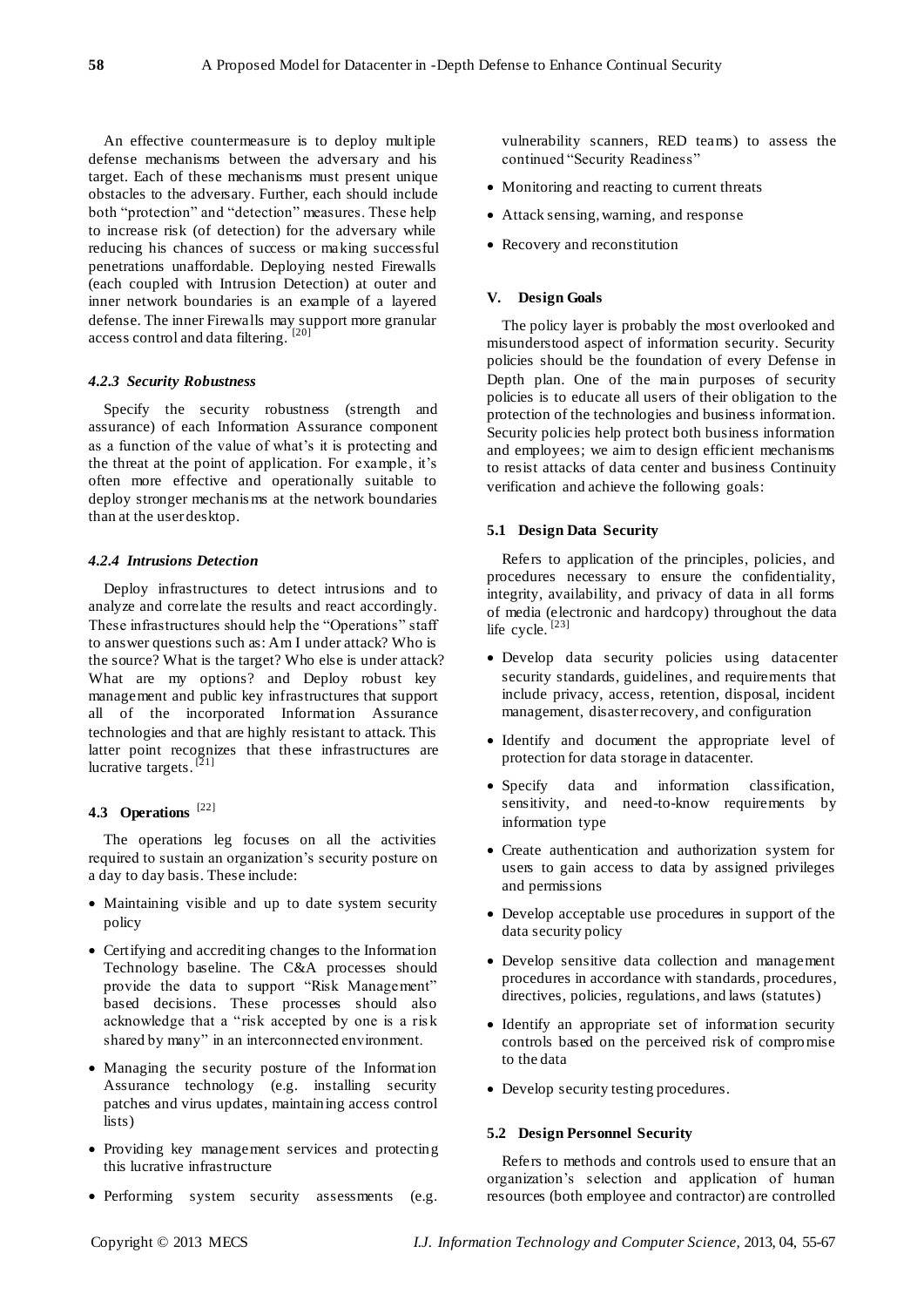An effective countermeasure is to deploy multiple defense mechanisms between the adversary and his target. Each of these mechanisms must present unique obstacles to the adversary. Further, each should include both "protection" and "detection" measures. These help to increase risk (of detection) for the adversary while reducing his chances of success or making successful penetrations unaffordable. Deploying nested Firewalls (each coupled with Intrusion Detection) at outer and inner network boundaries is an example of a layered defense. The inner Firewalls may support more granular access control and data filtering. [20]

#### *4.2.3 Security Robustness*

Specify the security robustness (strength and assurance) of each Information Assurance component as a function of the value of what's it is protecting and the threat at the point of application. For example, it's often more effective and operationally suitable to deploy stronger mechanisms at the network boundaries than at the user desktop.

#### *4.2.4 Intrusions Detection*

Deploy infrastructures to detect intrusions and to analyze and correlate the results and react accordingly. These infrastructures should help the "Operations" staff to answer questions such as: Am I under attack? Who is the source? What is the target? Who else is under attack? What are my options? and Deploy robust key management and public key infrastructures that support all of the incorporated Information Assurance technologies and that are highly resistant to attack. This latter point recognizes that these infrastructures are lucrative targets. [21]

### 4.3 Operations [22]

The operations leg focuses on all the activities required to sustain an organization's security posture on a day to day basis. These include:

- Maintaining visible and up to date system security policy
- Certifying and accrediting changes to the Information Technology baseline. The C&A processes should provide the data to support "Risk Management" based decisions. These processes should also acknowledge that a "risk accepted by one is a risk shared by many" in an interconnected environment.
- Managing the security posture of the Information Assurance technology (e.g. installing security patches and virus updates, maintaining access control lists)
- Providing key management services and protecting this lucrative infrastructure
- Performing system security assessments (e.g. vulnerability scanners, RED teams) to assess the continued "Security Readiness"
- Monitoring and reacting to current threats
- Attack sensing, warning, and response
- Recovery and reconstitution

## V. Design Goals

The policy layer is probably the most overlooked and misunderstood aspect of information security. Security policies should be the foundation of every Defense in Depth plan. One of the main purposes of security policies is to educate all users of their obligation to the protection of the technologies and business information. Security policies help protect both business information and employees; we aim to design efficient mechanisms to resist attacks of data center and business Continuity verification and achieve the following goals:

### 5.1 Design Data Security

Refers to application of the principles, policies, and procedures necessary to ensure the confidentiality, integrity, availability, and privacy of data in all forms of media (electronic and hardcopy) throughout the data life cycle. [23]

- Develop data security policies using datacenter security standards, guidelines, and requirements that include privacy, access, retention, disposal, incident management, disaster recovery, and configuration
- Identify and document the appropriate level of protection for data storage in datacenter.
- Specify data and information classification, sensitivity, and need-to-know requirements by information type
- Create authentication and authorization system for users to gain access to data by assigned privileges and permissions
- Develop acceptable use procedures in support of the data security policy
- Develop sensitive data collection and management procedures in accordance with standards, procedures, directives, policies, regulations, and laws (statutes)
- Identify an appropriate set of information security controls based on the perceived risk of compromise to the data
- Develop security testing procedures.

### 5.2 Design Personnel Security

Refers to methods and controls used to ensure that an organization's selection and application of human resources (both employee and contractor) are controlled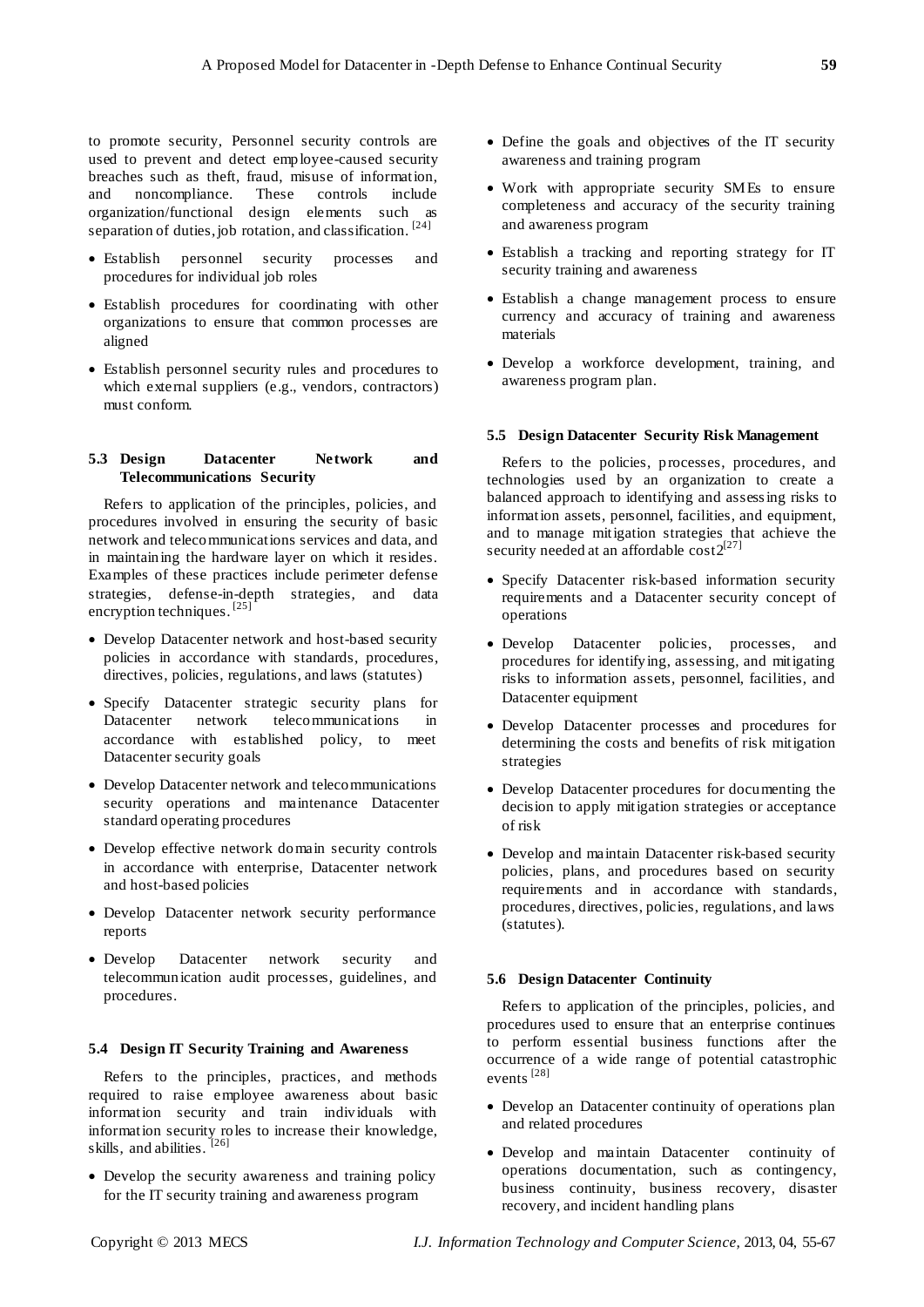to promote security, Personnel security controls are used to prevent and detect employee-caused security breaches such as theft, fraud, misuse of information, and noncompliance. These controls include organization/functional design elements such as separation of duties, job rotation, and classification. [24]

- Establish personnel security processes and procedures for individual job roles
- Establish procedures for coordinating with other organizations to ensure that common processes are aligned
- Establish personnel security rules and procedures to which external suppliers (e.g., vendors, contractors) must conform.

### 5.3 Design Datacenter Network and Telecommunications Security

Refers to application of the principles, policies, and procedures involved in ensuring the security of basic network and telecommunications services and data, and in maintaining the hardware layer on which it resides. Examples of these practices include perimeter defense strategies, defense-in-depth strategies, and data encryption techniques. [25]

- Develop Datacenter network and host-based security policies in accordance with standards, procedures, directives, policies, regulations, and laws (statutes)
- Specify Datacenter strategic security plans for Datacenter network telecommunications in accordance with established policy, to meet Datacenter security goals
- Develop Datacenter network and telecommunications security operations and maintenance Datacenter standard operating procedures
- Develop effective network domain security controls in accordance with enterprise, Datacenter network and host-based policies
- Develop Datacenter network security performance reports
- Develop Datacenter network security and telecommunication audit processes, guidelines, and procedures.

### 5.4 Design IT Security Training and Awareness

Refers to the principles, practices, and methods required to raise employee awareness about basic information security and train individuals with information security roles to increase their knowledge, skills, and abilities. [26]

- Develop the security awareness and training policy for the IT security training and awareness program
- Define the goals and objectives of the IT security awareness and training program
- Work with appropriate security SMEs to ensure completeness and accuracy of the security training and awareness program
- Establish a tracking and reporting strategy for IT security training and awareness
- Establish a change management process to ensure currency and accuracy of training and awareness materials
- Develop a workforce development, training, and awareness program plan.

### 5.5 Design Datacenter Security Risk Management

Refers to the policies, processes, procedures, and technologies used by an organization to create a balanced approach to identifying and assessing risks to information assets, personnel, facilities, and equipment, and to manage mitigation strategies that achieve the security needed at an affordable cost2[27]

- Specify Datacenter risk-based information security requirements and a Datacenter security concept of operations
- Develop Datacenter policies, processes, and procedures for identifying, assessing, and mitigating risks to information assets, personnel, facilities, and Datacenter equipment
- Develop Datacenter processes and procedures for determining the costs and benefits of risk mitigation strategies
- Develop Datacenter procedures for documenting the decision to apply mitigation strategies or acceptance of risk
- Develop and maintain Datacenter risk-based security policies, plans, and procedures based on security requirements and in accordance with standards, procedures, directives, policies, regulations, and laws (statutes).

### 5.6 Design Datacenter Continuity

Refers to application of the principles, policies, and procedures used to ensure that an enterprise continues to perform essential business functions after the occurrence of a wide range of potential catastrophic events [28]

- Develop an Datacenter continuity of operations plan and related procedures
- Develop and maintain Datacenter continuity of operations documentation, such as contingency, business continuity, business recovery, disaster recovery, and incident handling plans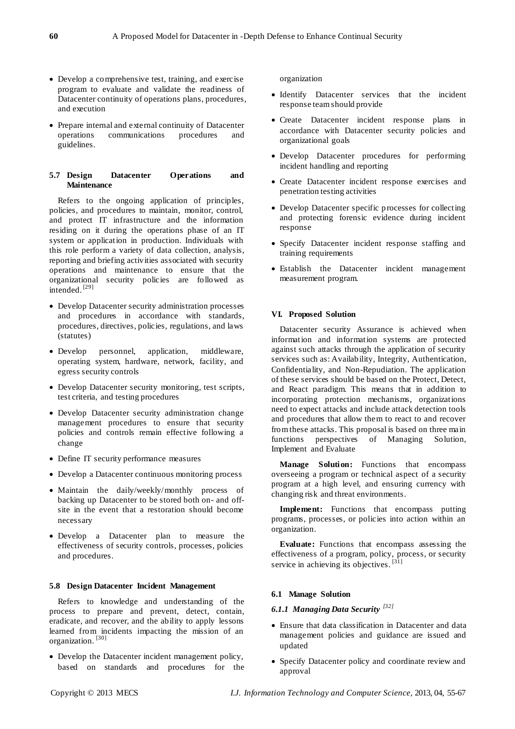- Develop a comprehensive test, training, and exercise program to evaluate and validate the readiness of Datacenter continuity of operations plans, procedures, and execution
- Prepare internal and external continuity of Datacenter operations communications procedures and guidelines.

### 5.7 Design Datacenter Operations and Maintenance

Refers to the ongoing application of principles, policies, and procedures to maintain, monitor, control, and protect IT infrastructure and the information residing on it during the operations phase of an IT system or application in production. Individuals with this role perform a variety of data collection, analysis, reporting and briefing activities associated with security operations and maintenance to ensure that the organizational security policies are followed as intended. [29]

- Develop Datacenter security administration processes and procedures in accordance with standards, procedures, directives, policies, regulations, and laws (statutes)
- Develop personnel, application, middleware, operating system, hardware, network, facility, and egress security controls
- Develop Datacenter security monitoring, test scripts, test criteria, and testing procedures
- Develop Datacenter security administration change management procedures to ensure that security policies and controls remain effective following a change
- Define IT security performance measures
- Develop a Datacenter continuous monitoring process
- Maintain the daily/weekly/monthly process of backing up Datacenter to be stored both on- and off-site in the event that a restoration should become necessary
- Develop a Datacenter plan to measure the effectiveness of security controls, processes, policies and procedures.

### 5.8 Design Datacenter Incident Management

Refers to knowledge and understanding of the process to prepare and prevent, detect, contain, eradicate, and recover, and the ability to apply lessons learned from incidents impacting the mission of an organization. [30]

- Develop the Datacenter incident management policy, based on standards and procedures for the organization
- Identify Datacenter services that the incident response team should provide
- Create Datacenter incident response plans in accordance with Datacenter security policies and organizational goals
- Develop Datacenter procedures for performing incident handling and reporting
- Create Datacenter incident response exercises and penetration testing activities
- Develop Datacenter specific processes for collecting and protecting forensic evidence during incident response
- Specify Datacenter incident response staffing and training requirements
- Establish the Datacenter incident management measurement program.

## VI. Proposed Solution

Datacenter security Assurance is achieved when information and information systems are protected against such attacks through the application of security services such as: Availability, Integrity, Authentication, Confidentiality, and Non-Repudiation. The application of these services should be based on the Protect, Detect, and React paradigm. This means that in addition to incorporating protection mechanisms, organizations need to expect attacks and include attack detection tools and procedures that allow them to react to and recover from these attacks. This proposal is based on three main functions perspectives of Managing Solution, Implement and Evaluate

**Manage Solution:** Functions that encompass overseeing a program or technical aspect of a security program at a high level, and ensuring currency with changing risk and threat environments.

**Implement:** Functions that encompass putting programs, processes, or policies into action within an organization.

**Evaluate:** Functions that encompass assessing the effectiveness of a program, policy, process, or security service in achieving its objectives. [31]

### 6.1 Manage Solution

#### *6.1.1 Managing Data Security [32]*

- Ensure that data classification in Datacenter and data management policies and guidance are issued and updated
- Specify Datacenter policy and coordinate review and approval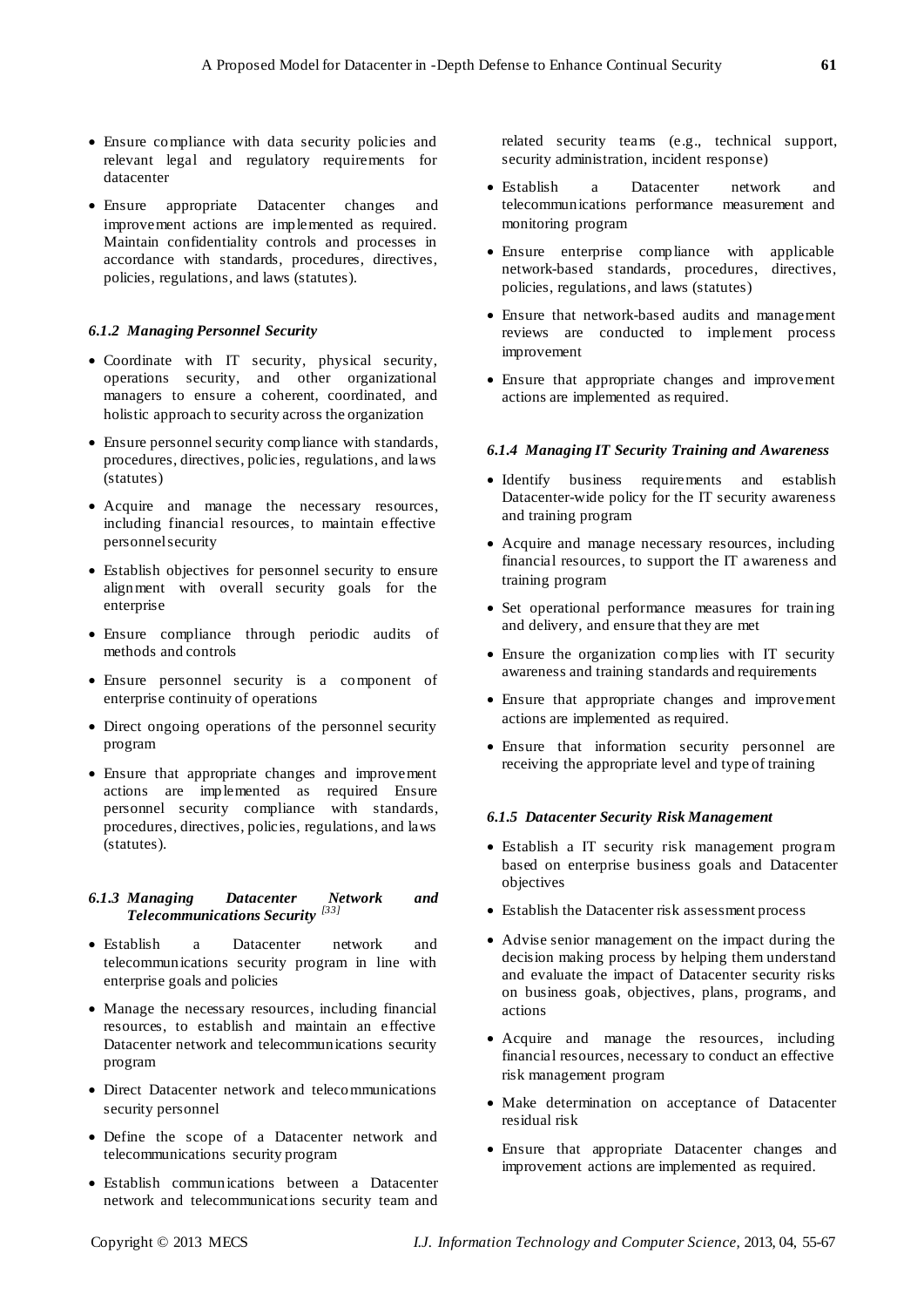- Ensure compliance with data security policies and relevant legal and regulatory requirements for datacenter
- Ensure appropriate Datacenter changes and improvement actions are implemented as required. Maintain confidentiality controls and processes in accordance with standards, procedures, directives, policies, regulations, and laws (statutes).

### *6.1.2 Managing Personnel Security*

- Coordinate with IT security, physical security, operations security, and other organizational managers to ensure a coherent, coordinated, and holistic approach to security across the organization
- Ensure personnel security compliance with standards, procedures, directives, policies, regulations, and laws (statutes)
- Acquire and manage the necessary resources, including financial resources, to maintain effective personnel security
- Establish objectives for personnel security to ensure alignment with overall security goals for the enterprise
- Ensure compliance through periodic audits of methods and controls
- Ensure personnel security is a component of enterprise continuity of operations
- Direct ongoing operations of the personnel security program
- Ensure that appropriate changes and improvement actions are implemented as required Ensure personnel security compliance with standards, procedures, directives, policies, regulations, and laws (statutes).

### *6.1.3 Managing Datacenter Network and Telecommunications Security* [33]

- Establish a Datacenter network and telecommunications security program in line with enterprise goals and policies
- Manage the necessary resources, including financial resources, to establish and maintain an effective Datacenter network and telecommunications security program
- Direct Datacenter network and telecommunications security personnel
- Define the scope of a Datacenter network and telecommunications security program
- Establish communications between a Datacenter network and telecommunications security team and related security teams (e.g., technical support, security administration, incident response)
- Establish a Datacenter network and telecommunications performance measurement and monitoring program
- Ensure enterprise compliance with applicable network-based standards, procedures, directives, policies, regulations, and laws (statutes)
- Ensure that network-based audits and management reviews are conducted to implement process improvement
- Ensure that appropriate changes and improvement actions are implemented as required.

### *6.1.4 Managing IT Security Training and Awareness*

- Identify business requirements and establish Datacenter-wide policy for the IT security awareness and training program
- Acquire and manage necessary resources, including financial resources, to support the IT awareness and training program
- Set operational performance measures for training and delivery, and ensure that they are met
- Ensure the organization complies with IT security awareness and training standards and requirements
- Ensure that appropriate changes and improvement actions are implemented as required.
- Ensure that information security personnel are receiving the appropriate level and type of training

### *6.1.5 Datacenter Security Risk Management*

- Establish a IT security risk management program based on enterprise business goals and Datacenter objectives
- Establish the Datacenter risk assessment process
- Advise senior management on the impact during the decision making process by helping them understand and evaluate the impact of Datacenter security risks on business goals, objectives, plans, programs, and actions
- Acquire and manage the resources, including financial resources, necessary to conduct an effective risk management program
- Make determination on acceptance of Datacenter residual risk
- Ensure that appropriate Datacenter changes and improvement actions are implemented as required.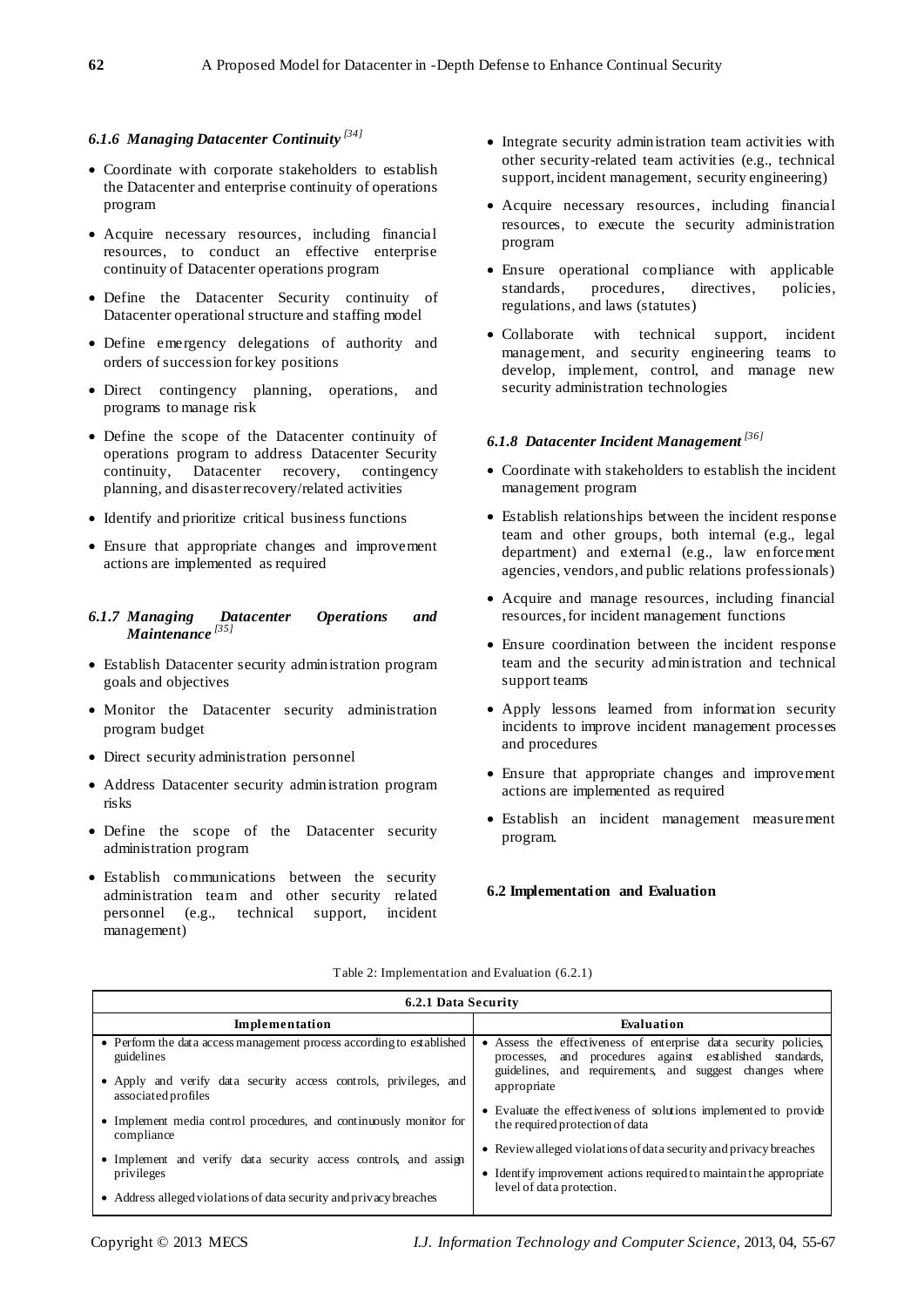#### *6.1.6 Managing Datacenter Continuity* [34]

- Coordinate with corporate stakeholders to establish the Datacenter and enterprise continuity of operations program
- Acquire necessary resources, including financial resources, to conduct an effective enterprise continuity of Datacenter operations program
- Define the Datacenter Security continuity of Datacenter operational structure and staffing model
- Define emergency delegations of authority and orders of succession for key positions
- Direct contingency planning, operations, and programs to manage risk
- Define the scope of the Datacenter continuity of operations program to address Datacenter Security continuity, Datacenter recovery, contingency planning, and disaster recovery/related activities
- Identify and prioritize critical business functions
- Ensure that appropriate changes and improvement actions are implemented as required

#### *6.1.7 Managing Datacenter Operations and Maintenance* [35]

- Establish Datacenter security administration program goals and objectives
- Monitor the Datacenter security administration program budget
- Direct security administration personnel
- Address Datacenter security administration program risks
- Define the scope of the Datacenter security administration program
- Establish communications between the security administration team and other security related personnel (e.g., technical support, incident management)
- Integrate security administration team activities with other security-related team activities (e.g., technical support, incident management, security engineering)
- Acquire necessary resources, including financial resources, to execute the security administration program
- Ensure operational compliance with applicable standards, procedures, directives, policies, regulations, and laws (statutes)
- Collaborate with technical support, incident management, and security engineering teams to develop, implement, control, and manage new security administration technologies

#### *6.1.8 Datacenter Incident Management* [36]

- Coordinate with stakeholders to establish the incident management program
- Establish relationships between the incident response team and other groups, both internal (e.g., legal department) and external (e.g., law enforcement agencies, vendors, and public relations professionals)
- Acquire and manage resources, including financial resources, for incident management functions
- Ensure coordination between the incident response team and the security administration and technical support teams
- Apply lessons learned from information security incidents to improve incident management processes and procedures
- Ensure that appropriate changes and improvement actions are implemented as required
- Establish an incident management measurement program.

### 6.2 Implementation and Evaluation

Table 2: Implementation and Evaluation (6.2.1)

| **6.2.1 Data Security** | |
|---|---|
| **Implementation** | **Evaluation** |
| • Perform the data access management process according to established guidelines<br>• Apply and verify data security access controls, privileges, and associated profiles<br>• Implement media control procedures, and continuously monitor for compliance<br>• Implement and verify data security access controls, and assign privileges<br>• Address alleged violations of data security and privacy breaches | • Assess the effectiveness of enterprise data security policies, processes, and procedures against established standards, guidelines, and requirements, and suggest changes where appropriate<br>• Evaluate the effectiveness of solutions implemented to provide the required protection of data<br>• Review alleged violations of data security and privacy breaches<br>• Identify improvement actions required to maintain the appropriate level of data protection. |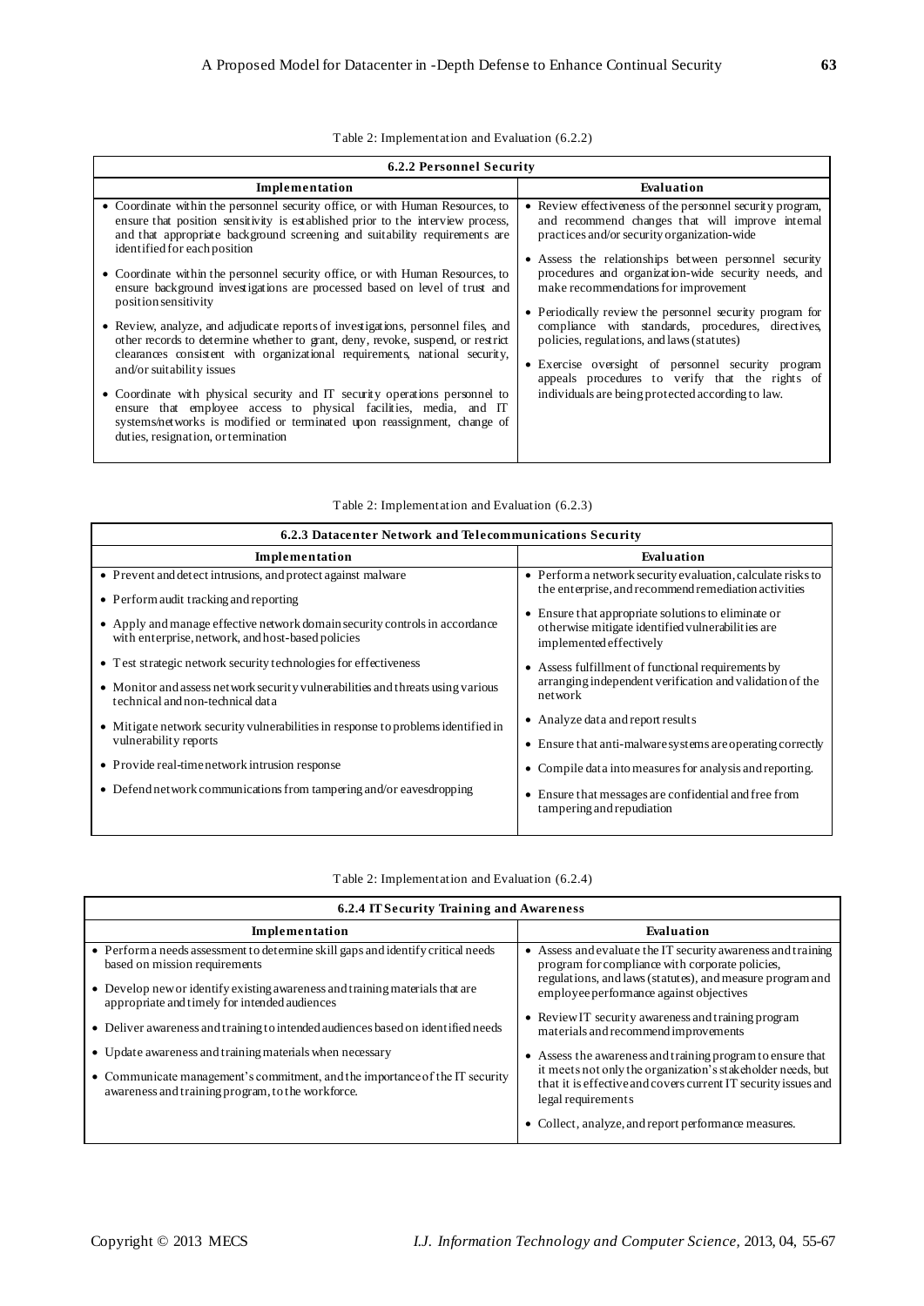Table 2: Implementation and Evaluation (6.2.2)

| **6.2.2 Personnel Security** | |
|---|---|
| **Implementation** | **Evaluation** |
| • Coordinate within the personnel security office, or with Human Resources, to ensure that position sensitivity is established prior to the interview process, and that appropriate background screening and suitability requirements are identified for each position<br>• Coordinate within the personnel security office, or with Human Resources, to ensure background investigations are processed based on level of trust and position sensitivity<br>• Review, analyze, and adjudicate reports of investigations, personnel files, and other records to determine whether to grant, deny, revoke, suspend, or restrict clearances consistent with organizational requirements, national security, and/or suitability issues<br>• Coordinate with physical security and IT security operations personnel to ensure that employee access to physical facilities, media, and IT systems/networks is modified or terminated upon reassignment, change of duties, resignation, or termination | • Review effectiveness of the personnel security program, and recommend changes that will improve internal practices and/or security organization-wide<br>• Assess the relationships between personnel security procedures and organization-wide security needs, and make recommendations for improvement<br>• Periodically review the personnel security program for compliance with standards, procedures, directives, policies, regulations, and laws (statutes)<br>• Exercise oversight of personnel security program appeals procedures to verify that the rights of individuals are being protected according to law. |

Table 2: Implementation and Evaluation (6.2.3)

| **6.2.3 Datacenter Network and Telecommunications Security** | |
|---|---|
| **Implementation** | **Evaluation** |
| • Prevent and detect intrusions, and protect against malware<br>• Perform audit tracking and reporting<br>• Apply and manage effective network domain security controls in accordance with enterprise, network, and host-based policies<br>• Test strategic network security technologies for effectiveness<br>• Monitor and assess network security vulnerabilities and threats using various technical and non-technical data<br>• Mitigate network security vulnerabilities in response to problems identified in vulnerability reports<br>• Provide real-time network intrusion response<br>• Defend network communications from tampering and/or eavesdropping | • Perform a network security evaluation, calculate risks to the enterprise, and recommend remediation activities<br>• Ensure that appropriate solutions to eliminate or otherwise mitigate identified vulnerabilities are implemented effectively<br>• Assess fulfillment of functional requirements by arranging independent verification and validation of the network<br>• Analyze data and report results<br>• Ensure that anti-malware systems are operating correctly<br>• Compile data into measures for analysis and reporting.<br>• Ensure that messages are confidential and free from tampering and repudiation |

Table 2: Implementation and Evaluation (6.2.4)

| **6.2.4 IT Security Training and Awareness** | |
|---|---|
| **Implementation** | **Evaluation** |
| • Perform a needs assessment to determine skill gaps and identify critical needs based on mission requirements<br>• Develop new or identify existing awareness and training materials that are appropriate and timely for intended audiences<br>• Deliver awareness and training to intended audiences based on identified needs<br>• Update awareness and training materials when necessary<br>• Communicate management's commitment, and the importance of the IT security awareness and training program, to the workforce. | • Assess and evaluate the IT security awareness and training program for compliance with corporate policies, regulations, and laws (statutes), and measure program and employee performance against objectives<br>• Review IT security awareness and training program materials and recommend improvements<br>• Assess the awareness and training program to ensure that it meets not only the organization's stakeholder needs, but that it is effective and covers current IT security issues and legal requirements<br>• Collect, analyze, and report performance measures. |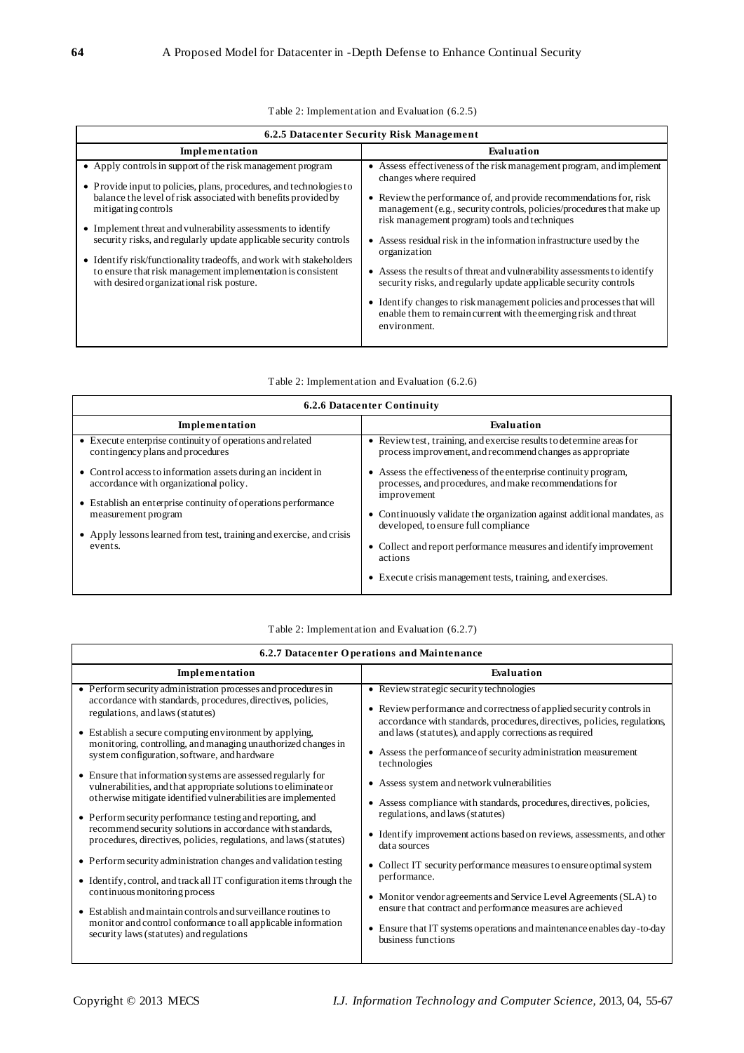Table 2: Implementation and Evaluation (6.2.5)

| **6.2.5 Datacenter Security Risk Management** | |
|---|---|
| **Implementation** | **Evaluation** |
| • Apply controls in support of the risk management program<br>• Provide input to policies, plans, procedures, and technologies to balance the level of risk associated with benefits provided by mitigating controls<br>• Implement threat and vulnerability assessments to identify security risks, and regularly update applicable security controls<br>• Identify risk/functionality tradeoffs, and work with stakeholders to ensure that risk management implementation is consistent with desired organizational risk posture. | • Assess effectiveness of the risk management program, and implement changes where required<br>• Review the performance of, and provide recommendations for, risk management (e.g., security controls, policies/procedures that make up risk management program) tools and techniques<br>• Assess residual risk in the information infrastructure used by the organization<br>• Assess the results of threat and vulnerability assessments to identify security risks, and regularly update applicable security controls<br>• Identify changes to risk management policies and processes that will enable them to remain current with the emerging risk and threat environment. |

Table 2: Implementation and Evaluation (6.2.6)

| **6.2.6 Datacenter Continuity** | |
|---|---|
| **Implementation** | **Evaluation** |
| • Execute enterprise continuity of operations and related contingency plans and procedures<br>• Control access to information assets during an incident in accordance with organizational policy.<br>• Establish an enterprise continuity of operations performance measurement program<br>• Apply lessons learned from test, training and exercise, and crisis events. | • Review test, training, and exercise results to determine areas for process improvement, and recommend changes as appropriate<br>• Assess the effectiveness of the enterprise continuity program, processes, and procedures, and make recommendations for improvement<br>• Continuously validate the organization against additional mandates, as developed, to ensure full compliance<br>• Collect and report performance measures and identify improvement actions<br>• Execute crisis management tests, training, and exercises. |

Table 2: Implementation and Evaluation (6.2.7)

| **6.2.7 Datacenter Operations and Maintenance** | |
|---|---|
| **Implementation** | **Evaluation** |
| • Perform security administration processes and procedures in accordance with standards, procedures, directives, policies, regulations, and laws (statutes)<br>• Establish a secure computing environment by applying, monitoring, controlling, and managing unauthorized changes in system configuration, software, and hardware<br>• Ensure that information systems are assessed regularly for vulnerabilities, and that appropriate solutions to eliminate or otherwise mitigate identified vulnerabilities are implemented<br>• Perform security performance testing and reporting, and recommend security solutions in accordance with standards, procedures, directives, policies, regulations, and laws (statutes)<br>• Perform security administration changes and validation testing<br>• Identify, control, and track all IT configuration items through the continuous monitoring process<br>• Establish and maintain controls and surveillance routines to monitor and control conformance to all applicable information security laws (statutes) and regulations | • Review strategic security technologies<br>• Review performance and correctness of applied security controls in accordance with standards, procedures, directives, policies, regulations, and laws (statutes), and apply corrections as required<br>• Assess the performance of security administration measurement technologies<br>• Assess system and network vulnerabilities<br>• Assess compliance with standards, procedures, directives, policies, regulations, and laws (statutes)<br>• Identify improvement actions based on reviews, assessments, and other data sources<br>• Collect IT security performance measures to ensure optimal system performance.<br>• Monitor vendor agreements and Service Level Agreements (SLA) to ensure that contract and performance measures are achieved<br>• Ensure that IT systems operations and maintenance enables day-to-day business functions |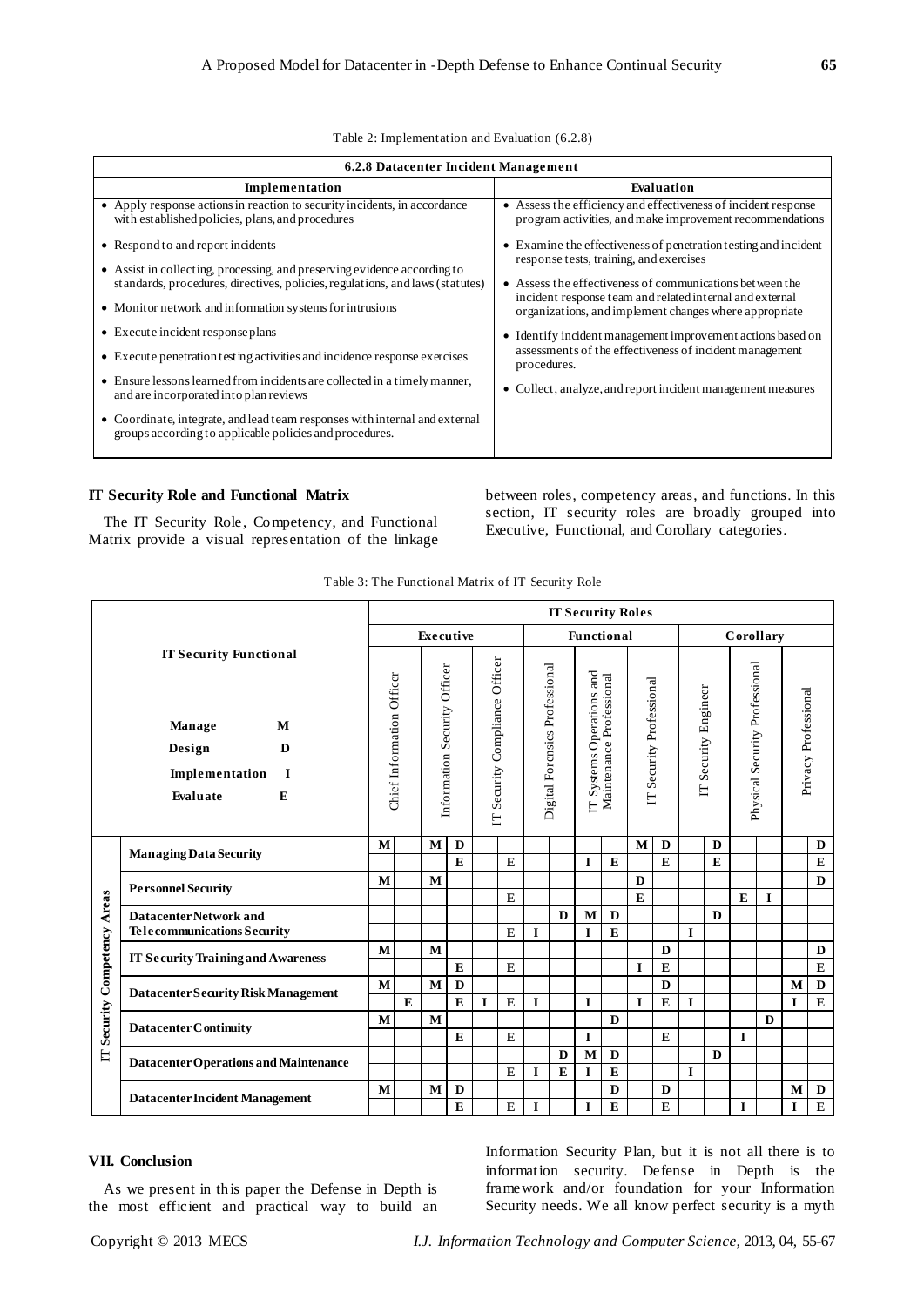Table 2: Implementation and Evaluation (6.2.8)

| 6.2.8 Datacenter Incident Management | |
|---|---|
| **Implementation** | **Evaluation** |
| • Apply response actions in reaction to security incidents, in accordance with established policies, plans, and procedures<br>• Respond to and report incidents<br>• Assist in collecting, processing, and preserving evidence according to standards, procedures, directives, policies, regulations, and laws (statutes)<br>• Monitor network and information systems for intrusions<br>• Execute incident response plans<br>• Execute penetration testing activities and incidence response exercises<br>• Ensure lessons learned from incidents are collected in a timely manner, and are incorporated into plan reviews<br>• Coordinate, integrate, and lead team responses with internal and external groups according to applicable policies and procedures. | • Assess the efficiency and effectiveness of incident response program activities, and make improvement recommendations<br>• Examine the effectiveness of penetration testing and incident response tests, training, and exercises<br>• Assess the effectiveness of communications between the incident response team and related internal and external organizations, and implement changes where appropriate<br>• Identify incident management improvement actions based on assessments of the effectiveness of incident management procedures.<br>• Collect, analyze, and report incident management measures |

### IT Security Role and Functional Matrix

The IT Security Role, Competency, and Functional Matrix provide a visual representation of the linkage between roles, competency areas, and functions. In this section, IT security roles are broadly grouped into Executive, Functional, and Corollary categories.

Table 3: The Functional Matrix of IT Security Role

| | IT Security Functional: Manage M, Design D, Implementation I, Evaluate E | IT Security Roles | | | | | | | | | | | | | | | | | |
|---|---|---|---|---|---|---|---|---|---|---|---|---|---|---|---|---|---|---|---|
| | | Executive | | | | | | Functional | | | | | | Corollary | | | | | |
| | | Chief Information Officer | | Information Security Officer | | IT Security Compliance Officer | | Digital Forensics Professional | | IT Systems Operations and Maintenance Professional | | IT Security Professional | | IT Security Engineer | | Physical Security Professional | | Privacy Professional | |
| IT Security Competency Areas | Managing Data Security | M | | M | D | | | | | | | M | D | | D | | | | D |
| | | | | | E | | E | | | I | E | | E | | E | | | | E |
| | Personnel Security | M | | M | | | | | | | | D | | | | | | | D |
| | | | | | | | E | | | | | E | | | | E | I | | |
| | Datacenter Network and Telecommunications Security | | | | | | | | D | M | D | | | | D | | | | |
| | | | | | | | E | I | | I | E | | | I | | | | | |
| | IT Security Training and Awareness | M | | M | | | | | | | | | D | | | | | | D |
| | | | | | E | | E | | | | | I | E | | | | | | E |
| | Datacenter Security Risk Management | M | | M | D | | | | | | | | D | | | | | M | D |
| | | | E | | E | I | E | I | | I | | I | E | I | | | | I | E |
| | Datacenter Continuity | M | | M | | | | | | | D | | | | | | D | | |
| | | | | | E | | E | | | I | | | E | | | I | | | |
| | Datacenter Operations and Maintenance | | | | | | | | D | M | D | | | | D | | | | |
| | | | | | | | E | I | E | I | E | | | I | | | | | |
| | Datacenter Incident Management | M | | M | D | | | | | | D | | D | | | | | M | D |
| | | | | | E | | E | I | | I | E | | E | | | I | | I | E |

### VII. Conclusion

As we present in this paper the Defense in Depth is the most efficient and practical way to build an Information Security Plan, but it is not all there is to information security. Defense in Depth is the framework and/or foundation for your Information Security needs. We all know perfect security is a myth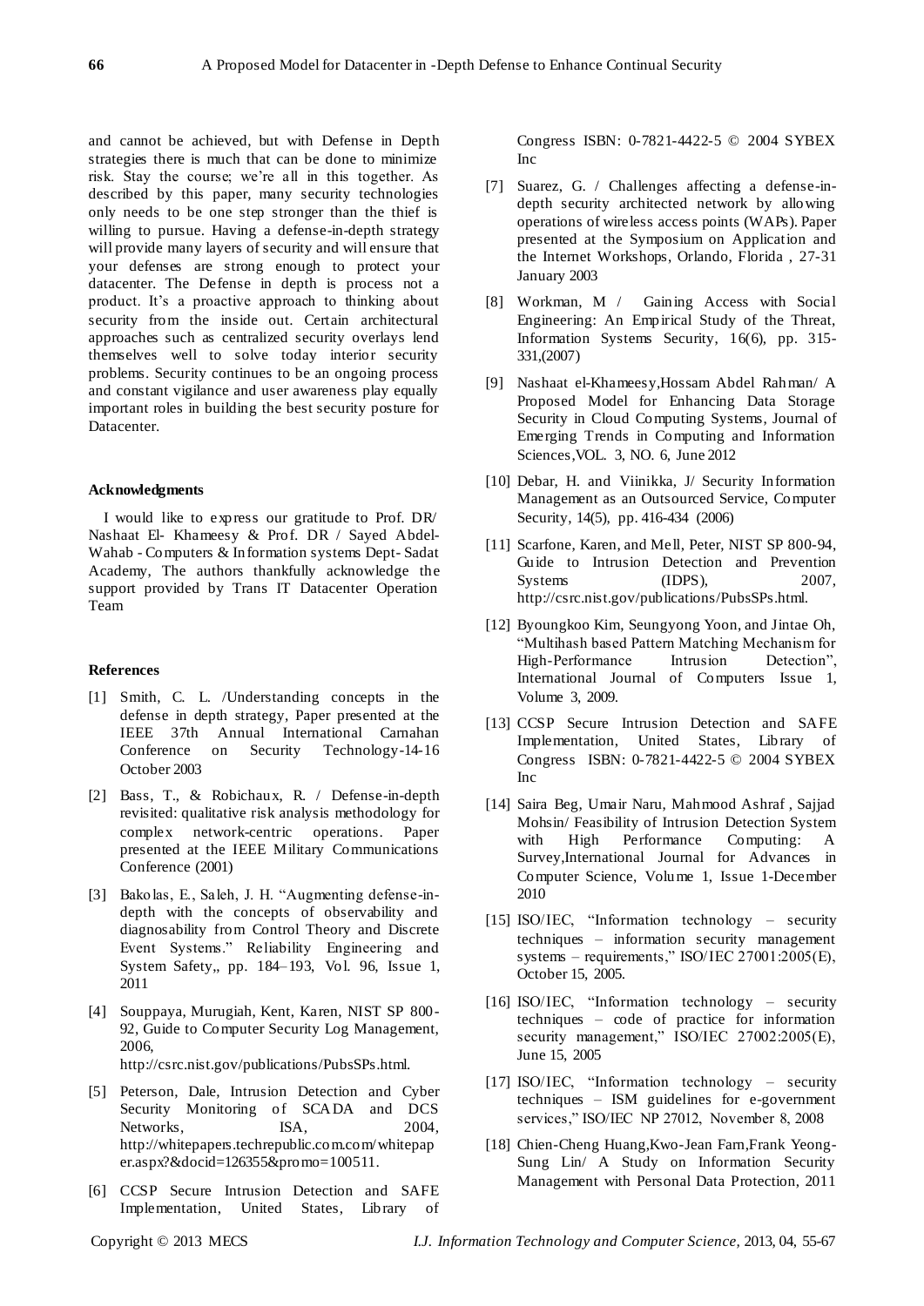and cannot be achieved, but with Defense in Depth strategies there is much that can be done to minimize risk. Stay the course; we're all in this together. As described by this paper, many security technologies only needs to be one step stronger than the thief is willing to pursue. Having a defense-in-depth strategy will provide many layers of security and will ensure that your defenses are strong enough to protect your datacenter. The Defense in depth is process not a product. It's a proactive approach to thinking about security from the inside out. Certain architectural approaches such as centralized security overlays lend themselves well to solve today interior security problems. Security continues to be an ongoing process and constant vigilance and user awareness play equally important roles in building the best security posture for Datacenter.

#### Acknowledgments

I would like to express our gratitude to Prof. DR/ Nashaat El- Khameesy & Prof. DR / Sayed Abdel-Wahab - Computers & Information systems Dept- Sadat Academy, The authors thankfully acknowledge the support provided by Trans IT Datacenter Operation Team

#### References

[1] Smith, C. L. /Understanding concepts in the defense in depth strategy, Paper presented at the IEEE 37th Annual International Carnahan Conference on Security Technology-14-16 October 2003

[2] Bass, T., & Robichaux, R. / Defense-in-depth revisited: qualitative risk analysis methodology for complex network-centric operations. Paper presented at the IEEE Military Communications Conference (2001)

[3] Bakolas, E., Saleh, J. H. "Augmenting defense-in-depth with the concepts of observability and diagnosability from Control Theory and Discrete Event Systems." Reliability Engineering and System Safety,, pp. 184–193, Vol. 96, Issue 1, 2011

[4] Souppaya, Murugiah, Kent, Karen, NIST SP 800-92, Guide to Computer Security Log Management, 2006, http://csrc.nist.gov/publications/PubsSPs.html.

[5] Peterson, Dale, Intrusion Detection and Cyber Security Monitoring of SCADA and DCS Networks, ISA, 2004, http://whitepapers.techrepublic.com.com/whitepaper.aspx?&docid=126355&promo=100511.

[6] CCSP Secure Intrusion Detection and SAFE Implementation, United States, Library of Congress ISBN: 0-7821-4422-5 © 2004 SYBEX Inc

[7] Suarez, G. / Challenges affecting a defense-in-depth security architected network by allowing operations of wireless access points (WAPs). Paper presented at the Symposium on Application and the Internet Workshops, Orlando, Florida , 27-31 January 2003

[8] Workman, M / Gaining Access with Social Engineering: An Empirical Study of the Threat, Information Systems Security, 16(6), pp. 315-331,(2007)

[9] Nashaat el-Khameesy,Hossam Abdel Rahman/ A Proposed Model for Enhancing Data Storage Security in Cloud Computing Systems, Journal of Emerging Trends in Computing and Information Sciences,VOL. 3, NO. 6, June 2012

[10] Debar, H. and Viinikka, J/ Security Information Management as an Outsourced Service, Computer Security, 14(5), pp. 416-434 (2006)

[11] Scarfone, Karen, and Mell, Peter, NIST SP 800-94, Guide to Intrusion Detection and Prevention Systems (IDPS), 2007, http://csrc.nist.gov/publications/PubsSPs.html.

[12] Byoungkoo Kim, Seungyong Yoon, and Jintae Oh, "Multihash based Pattern Matching Mechanism for High-Performance Intrusion Detection", International Journal of Computers Issue 1, Volume 3, 2009.

[13] CCSP Secure Intrusion Detection and SAFE Implementation, United States, Library of Congress ISBN: 0-7821-4422-5 © 2004 SYBEX Inc

[14] Saira Beg, Umair Naru, Mahmood Ashraf , Sajjad Mohsin/ Feasibility of Intrusion Detection System with High Performance Computing: A Survey,International Journal for Advances in Computer Science, Volume 1, Issue 1-December 2010

[15] ISO/IEC, "Information technology – security techniques – information security management systems – requirements," ISO/IEC 27001:2005(E), October 15, 2005.

[16] ISO/IEC, "Information technology – security techniques – code of practice for information security management," ISO/IEC 27002:2005(E), June 15, 2005

[17] ISO/IEC, "Information technology – security techniques – ISM guidelines for e-government services," ISO/IEC NP 27012, November 8, 2008

[18] Chien-Cheng Huang,Kwo-Jean Farn,Frank Yeong-Sung Lin/ A Study on Information Security Management with Personal Data Protection, 2011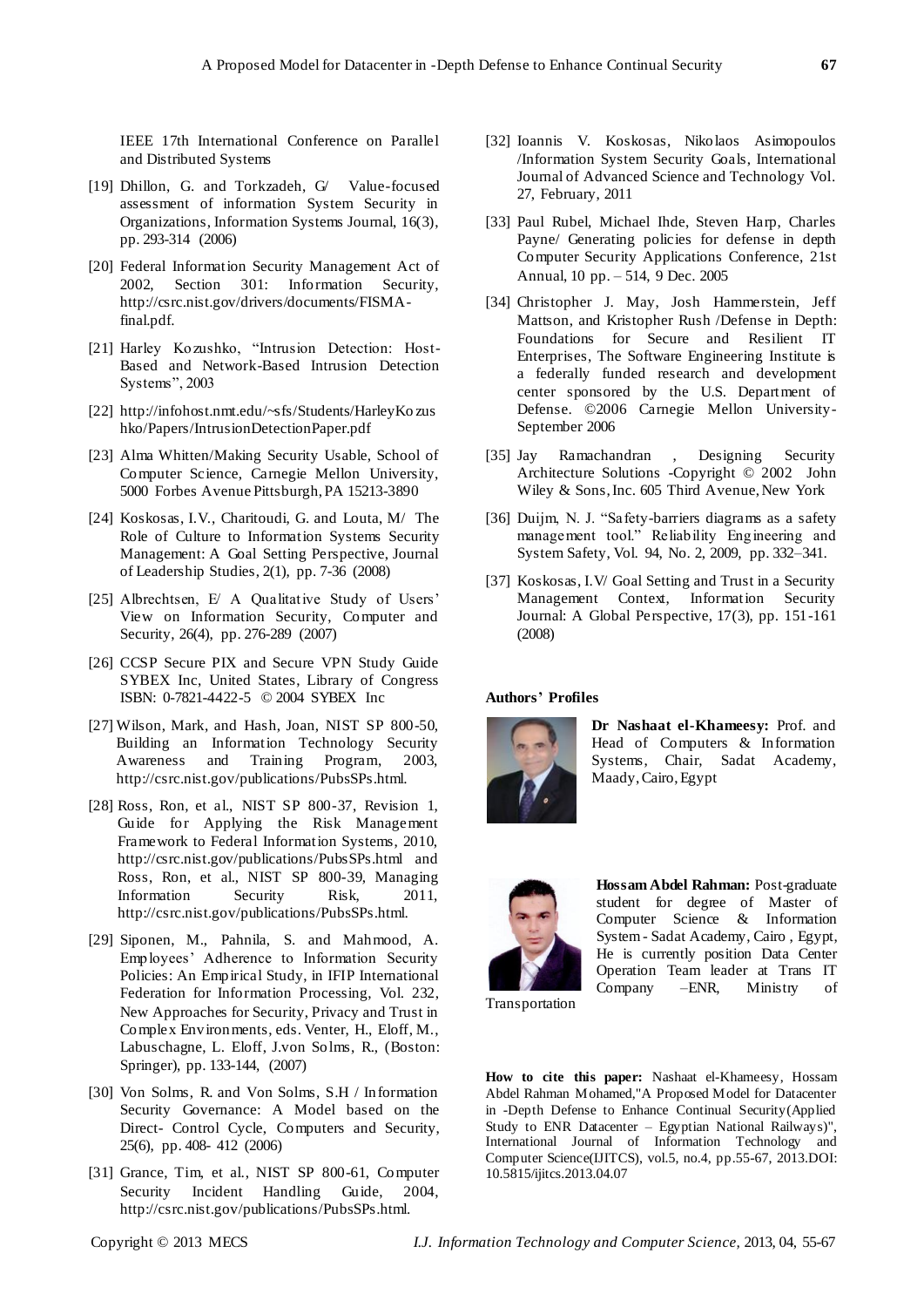IEEE 17th International Conference on Parallel and Distributed Systems

[19] Dhillon, G. and Torkzadeh, G/ Value-focused assessment of information System Security in Organizations, Information Systems Journal, 16(3), pp. 293-314 (2006)

[20] Federal Information Security Management Act of 2002, Section 301: Information Security, http://csrc.nist.gov/drivers/documents/FISMA-final.pdf.

[21] Harley Kozushko, "Intrusion Detection: Host-Based and Network-Based Intrusion Detection Systems", 2003

[22] http://infohost.nmt.edu/~sfs/Students/HarleyKozushko/Papers/IntrusionDetectionPaper.pdf

[23] Alma Whitten/Making Security Usable, School of Computer Science, Carnegie Mellon University, 5000 Forbes Avenue Pittsburgh, PA 15213-3890

[24] Koskosas, I.V., Charitoudi, G. and Louta, M/ The Role of Culture to Information Systems Security Management: A Goal Setting Perspective, Journal of Leadership Studies, 2(1), pp. 7-36 (2008)

[25] Albrechtsen, E/ A Qualitative Study of Users' View on Information Security, Computer and Security, 26(4), pp. 276-289 (2007)

[26] CCSP Secure PIX and Secure VPN Study Guide SYBEX Inc, United States, Library of Congress ISBN: 0-7821-4422-5 © 2004 SYBEX Inc

[27] Wilson, Mark, and Hash, Joan, NIST SP 800-50, Building an Information Technology Security Awareness and Training Program, 2003, http://csrc.nist.gov/publications/PubsSPs.html.

[28] Ross, Ron, et al., NIST SP 800-37, Revision 1, Guide for Applying the Risk Management Framework to Federal Information Systems, 2010, http://csrc.nist.gov/publications/PubsSPs.html and Ross, Ron, et al., NIST SP 800-39, Managing Information Security Risk, 2011, http://csrc.nist.gov/publications/PubsSPs.html.

[29] Siponen, M., Pahnila, S. and Mahmood, A. Employees' Adherence to Information Security Policies: An Empirical Study, in IFIP International Federation for Information Processing, Vol. 232, New Approaches for Security, Privacy and Trust in Complex Environments, eds. Venter, H., Eloff, M., Labuschagne, L. Eloff, J.von Solms, R., (Boston: Springer), pp. 133-144, (2007)

[30] Von Solms, R. and Von Solms, S.H / Information Security Governance: A Model based on the Direct- Control Cycle, Computers and Security, 25(6), pp. 408- 412 (2006)

[31] Grance, Tim, et al., NIST SP 800-61, Computer Security Incident Handling Guide, 2004, http://csrc.nist.gov/publications/PubsSPs.html.

[32] Ioannis V. Koskosas, Nikolaos Asimopoulos /Information System Security Goals, International Journal of Advanced Science and Technology Vol. 27, February, 2011

[33] Paul Rubel, Michael Ihde, Steven Harp, Charles Payne/ Generating policies for defense in depth Computer Security Applications Conference, 21st Annual, 10 pp. – 514, 9 Dec. 2005

[34] Christopher J. May, Josh Hammerstein, Jeff Mattson, and Kristopher Rush /Defense in Depth: Foundations for Secure and Resilient IT Enterprises, The Software Engineering Institute is a federally funded research and development center sponsored by the U.S. Department of Defense. ©2006 Carnegie Mellon University-September 2006

[35] Jay Ramachandran , Designing Security Architecture Solutions -Copyright © 2002 John Wiley & Sons, Inc. 605 Third Avenue, New York

[36] Duijm, N. J. "Safety-barriers diagrams as a safety management tool." Reliability Engineering and System Safety, Vol. 94, No. 2, 2009, pp. 332–341.

[37] Koskosas, I.V/ Goal Setting and Trust in a Security Management Context, Information Security Journal: A Global Perspective, 17(3), pp. 151-161 (2008)

**Authors' Profiles**

**Dr Nashaat el-Khameesy:** Prof. and Head of Computers & Information Systems, Chair, Sadat Academy, Maady, Cairo, Egypt

**Hossam Abdel Rahman:** Post-graduate student for degree of Master of Computer Science & Information System - Sadat Academy, Cairo , Egypt, He is currently position Data Center Operation Team leader at Trans IT Company –ENR, Ministry of Transportation

**How to cite this paper:** Nashaat el-Khameesy, Hossam Abdel Rahman Mohamed,"A Proposed Model for Datacenter in -Depth Defense to Enhance Continual Security(Applied Study to ENR Datacenter – Egyptian National Railways)", International Journal of Information Technology and Computer Science(IJITCS), vol.5, no.4, pp.55-67, 2013.DOI: 10.5815/ijitcs.2013.04.07